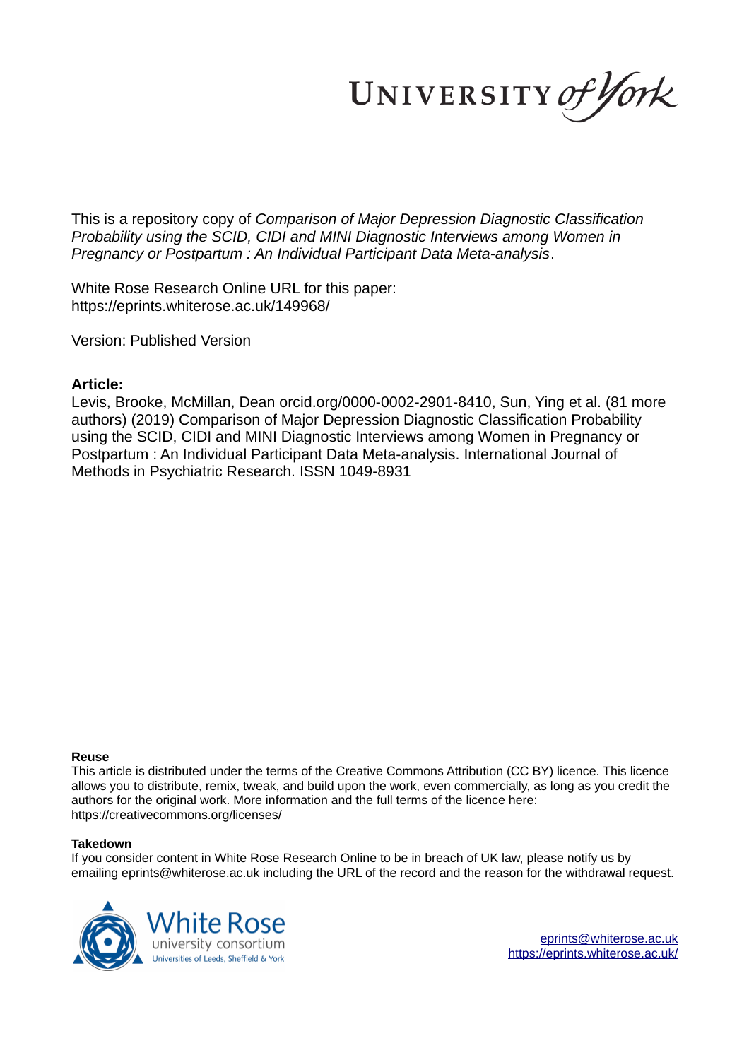UNIVERSITY *of York*

This is a repository copy of *Comparison of Major Depression Diagnostic Classification Probability using the SCID, CIDI and MINI Diagnostic Interviews among Women in Pregnancy or Postpartum : An Individual Participant Data Meta-analysis*.

White Rose Research Online URL for this paper:
https://eprints.whiterose.ac.uk/149968/

Version: Published Version

## Article:

Levis, Brooke, McMillan, Dean orcid.org/0000-0002-2901-8410, Sun, Ying et al. (81 more authors) (2019) Comparison of Major Depression Diagnostic Classification Probability using the SCID, CIDI and MINI Diagnostic Interviews among Women in Pregnancy or Postpartum : An Individual Participant Data Meta-analysis. International Journal of Methods in Psychiatric Research. ISSN 1049-8931

**Reuse**

This article is distributed under the terms of the Creative Commons Attribution (CC BY) licence. This licence allows you to distribute, remix, tweak, and build upon the work, even commercially, as long as you credit the authors for the original work. More information and the full terms of the licence here: https://creativecommons.org/licenses/

**Takedown**

If you consider content in White Rose Research Online to be in breach of UK law, please notify us by emailing eprints@whiterose.ac.uk including the URL of the record and the reason for the withdrawal request.

White Rose university consortium
Universities of Leeds, Sheffield & York

eprints@whiterose.ac.uk
https://eprints.whiterose.ac.uk/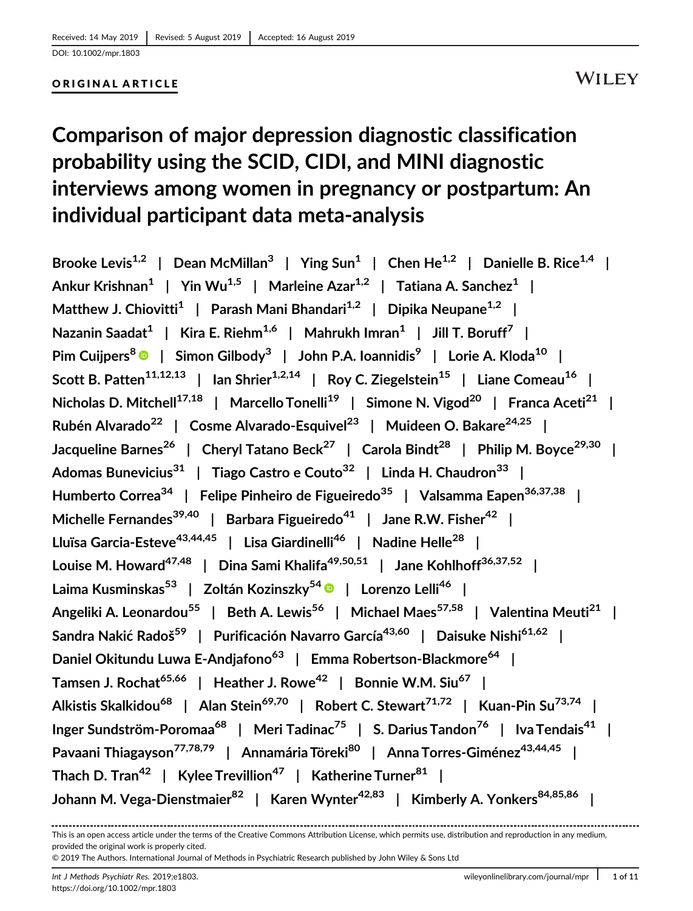Received: 14 May 2019 | Revised: 5 August 2019 | Accepted: 16 August 2019

DOI: 10.1002/mpr.1803

**ORIGINAL ARTICLE**

# Comparison of major depression diagnostic classification probability using the SCID, CIDI, and MINI diagnostic interviews among women in pregnancy or postpartum: An individual participant data meta-analysis

Brooke Levis[1,2] | Dean McMillan[3] | Ying Sun[1] | Chen He[1,2] | Danielle B. Rice[1,4] | Ankur Krishnan[1] | Yin Wu[1,5] | Marleine Azar[1,2] | Tatiana A. Sanchez[1] | Matthew J. Chiovitti[1] | Parash Mani Bhandari[1,2] | Dipika Neupane[1,2] | Nazanin Saadat[1] | Kira E. Riehm[1,6] | Mahrukh Imran[1] | Jill T. Boruff[7] | Pim Cuijpers[8] | Simon Gilbody[3] | John P.A. Ioannidis[9] | Lorie A. Kloda[10] | Scott B. Patten[11,12,13] | Ian Shrier[1,2,14] | Roy C. Ziegelstein[15] | Liane Comeau[16] | Nicholas D. Mitchell[17,18] | Marcello Tonelli[19] | Simone N. Vigod[20] | Franca Aceti[21] | Rubén Alvarado[22] | Cosme Alvarado-Esquivel[23] | Muideen O. Bakare[24,25] | Jacqueline Barnes[26] | Cheryl Tatano Beck[27] | Carola Bindt[28] | Philip M. Boyce[29,30] | Adomas Bunevicius[31] | Tiago Castro e Couto[32] | Linda H. Chaudron[33] | Humberto Correa[34] | Felipe Pinheiro de Figueiredo[35] | Valsamma Eapen[36,37,38] | Michelle Fernandes[39,40] | Barbara Figueiredo[41] | Jane R.W. Fisher[42] | Lluïsa Garcia-Esteve[43,44,45] | Lisa Giardinelli[46] | Nadine Helle[28] | Louise M. Howard[47,48] | Dina Sami Khalifa[49,50,51] | Jane Kohlhoff[36,37,52] | Laima Kusminskas[53] | Zoltán Kozinszky[54] | Lorenzo Lelli[46] | Angeliki A. Leonardou[55] | Beth A. Lewis[56] | Michael Maes[57,58] | Valentina Meuti[21] | Sandra Nakić Radoš[59] | Purificación Navarro García[43,60] | Daisuke Nishi[61,62] | Daniel Okitundu Luwa E-Andjafono[63] | Emma Robertson-Blackmore[64] | Tamsen J. Rochat[65,66] | Heather J. Rowe[42] | Bonnie W.M. Siu[67] | Alkistis Skalkidou[68] | Alan Stein[69,70] | Robert C. Stewart[71,72] | Kuan-Pin Su[73,74] | Inger Sundström-Poromaa[68] | Meri Tadinac[75] | S. Darius Tandon[76] | Iva Tendais[41] | Pavaani Thiagayson[77,78,79] | Annamária Töreki[80] | Anna Torres-Giménez[43,44,45] | Thach D. Tran[42] | Kylee Trevillion[47] | Katherine Turner[81] | Johann M. Vega-Dienstmaier[82] | Karen Wynter[42,83] | Kimberly A. Yonkers[84,85,86] |

This is an open access article under the terms of the Creative Commons Attribution License, which permits use, distribution and reproduction in any medium, provided the original work is properly cited.

© 2019 The Authors. International Journal of Methods in Psychiatric Research published by John Wiley & Sons Ltd

Int J Methods Psychiatr Res. 2019;e1803.
https://doi.org/10.1002/mpr.1803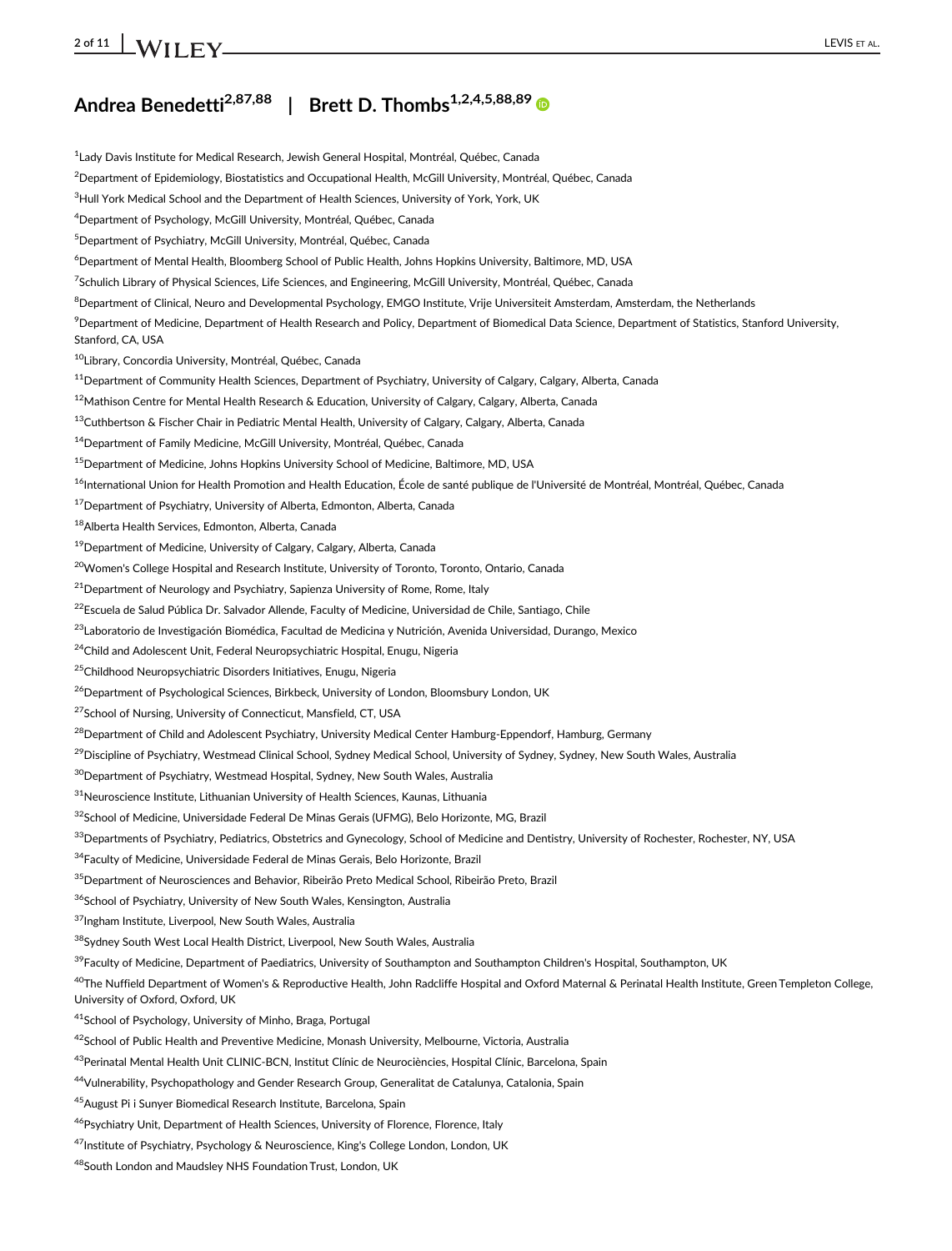**Andrea Benedetti**[2,87,88] | **Brett D. Thombs**[1,2,4,5,88,89]

[1]Lady Davis Institute for Medical Research, Jewish General Hospital, Montréal, Québec, Canada

[2]Department of Epidemiology, Biostatistics and Occupational Health, McGill University, Montréal, Québec, Canada

[3]Hull York Medical School and the Department of Health Sciences, University of York, York, UK

[4]Department of Psychology, McGill University, Montréal, Québec, Canada

[5]Department of Psychiatry, McGill University, Montréal, Québec, Canada

[6]Department of Mental Health, Bloomberg School of Public Health, Johns Hopkins University, Baltimore, MD, USA

[7]Schulich Library of Physical Sciences, Life Sciences, and Engineering, McGill University, Montréal, Québec, Canada

[8]Department of Clinical, Neuro and Developmental Psychology, EMGO Institute, Vrije Universiteit Amsterdam, Amsterdam, the Netherlands

[9]Department of Medicine, Department of Health Research and Policy, Department of Biomedical Data Science, Department of Statistics, Stanford University, Stanford, CA, USA

[10]Library, Concordia University, Montréal, Québec, Canada

[11]Department of Community Health Sciences, Department of Psychiatry, University of Calgary, Calgary, Alberta, Canada

[12]Mathison Centre for Mental Health Research & Education, University of Calgary, Calgary, Alberta, Canada

[13]Cuthbertson & Fischer Chair in Pediatric Mental Health, University of Calgary, Calgary, Alberta, Canada

[14]Department of Family Medicine, McGill University, Montréal, Québec, Canada

[15]Department of Medicine, Johns Hopkins University School of Medicine, Baltimore, MD, USA

[16]International Union for Health Promotion and Health Education, École de santé publique de l'Université de Montréal, Montréal, Québec, Canada

[17]Department of Psychiatry, University of Alberta, Edmonton, Alberta, Canada

[18]Alberta Health Services, Edmonton, Alberta, Canada

[19]Department of Medicine, University of Calgary, Calgary, Alberta, Canada

[20]Women's College Hospital and Research Institute, University of Toronto, Toronto, Ontario, Canada

[21]Department of Neurology and Psychiatry, Sapienza University of Rome, Rome, Italy

[22]Escuela de Salud Pública Dr. Salvador Allende, Faculty of Medicine, Universidad de Chile, Santiago, Chile

[23]Laboratorio de Investigación Biomédica, Facultad de Medicina y Nutrición, Avenida Universidad, Durango, Mexico

[24]Child and Adolescent Unit, Federal Neuropsychiatric Hospital, Enugu, Nigeria

[25]Childhood Neuropsychiatric Disorders Initiatives, Enugu, Nigeria

[26]Department of Psychological Sciences, Birkbeck, University of London, Bloomsbury London, UK

[27]School of Nursing, University of Connecticut, Mansfield, CT, USA

[28]Department of Child and Adolescent Psychiatry, University Medical Center Hamburg-Eppendorf, Hamburg, Germany

[29]Discipline of Psychiatry, Westmead Clinical School, Sydney Medical School, University of Sydney, Sydney, New South Wales, Australia

[30]Department of Psychiatry, Westmead Hospital, Sydney, New South Wales, Australia

[31]Neuroscience Institute, Lithuanian University of Health Sciences, Kaunas, Lithuania

[32]School of Medicine, Universidade Federal De Minas Gerais (UFMG), Belo Horizonte, MG, Brazil

[33]Departments of Psychiatry, Pediatrics, Obstetrics and Gynecology, School of Medicine and Dentistry, University of Rochester, Rochester, NY, USA

[34]Faculty of Medicine, Universidade Federal de Minas Gerais, Belo Horizonte, Brazil

[35]Department of Neurosciences and Behavior, Ribeirão Preto Medical School, Ribeirão Preto, Brazil

[36]School of Psychiatry, University of New South Wales, Kensington, Australia

[37]Ingham Institute, Liverpool, New South Wales, Australia

[38]Sydney South West Local Health District, Liverpool, New South Wales, Australia

[39]Faculty of Medicine, Department of Paediatrics, University of Southampton and Southampton Children's Hospital, Southampton, UK

[40]The Nuffield Department of Women's & Reproductive Health, John Radcliffe Hospital and Oxford Maternal & Perinatal Health Institute, Green Templeton College, University of Oxford, Oxford, UK

[41]School of Psychology, University of Minho, Braga, Portugal

[42]School of Public Health and Preventive Medicine, Monash University, Melbourne, Victoria, Australia

[43]Perinatal Mental Health Unit CLINIC-BCN, Institut Clínic de Neurociències, Hospital Clínic, Barcelona, Spain

[44]Vulnerability, Psychopathology and Gender Research Group, Generalitat de Catalunya, Catalonia, Spain

[45]August Pi i Sunyer Biomedical Research Institute, Barcelona, Spain

[46]Psychiatry Unit, Department of Health Sciences, University of Florence, Florence, Italy

[47]Institute of Psychiatry, Psychology & Neuroscience, King's College London, London, UK

[48]South London and Maudsley NHS Foundation Trust, London, UK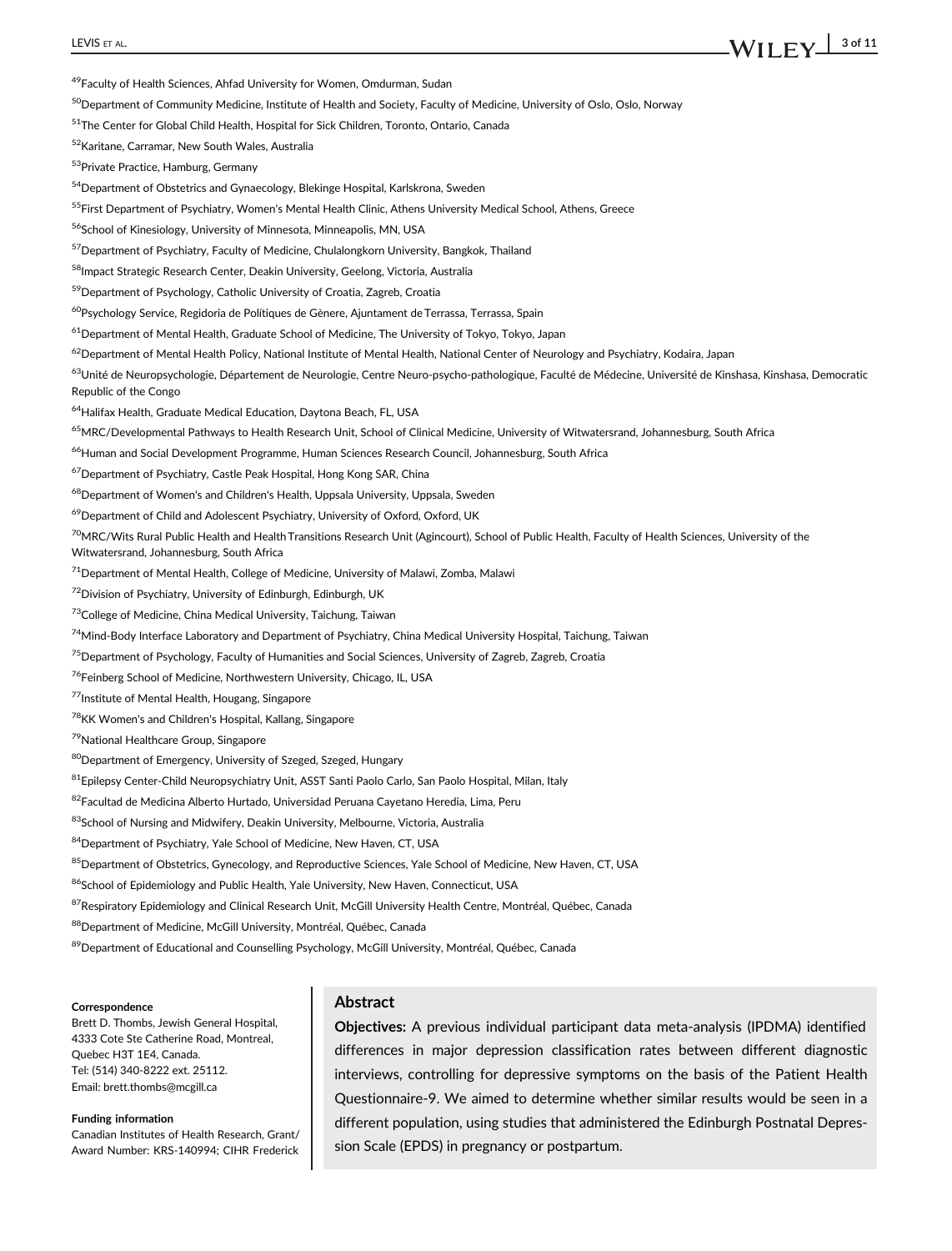[49]Faculty of Health Sciences, Ahfad University for Women, Omdurman, Sudan

[50]Department of Community Medicine, Institute of Health and Society, Faculty of Medicine, University of Oslo, Oslo, Norway

[51]The Center for Global Child Health, Hospital for Sick Children, Toronto, Ontario, Canada

[52]Karitane, Carramar, New South Wales, Australia

[53]Private Practice, Hamburg, Germany

[54]Department of Obstetrics and Gynaecology, Blekinge Hospital, Karlskrona, Sweden

[55]First Department of Psychiatry, Women's Mental Health Clinic, Athens University Medical School, Athens, Greece

[56]School of Kinesiology, University of Minnesota, Minneapolis, MN, USA

[57]Department of Psychiatry, Faculty of Medicine, Chulalongkorn University, Bangkok, Thailand

[58]Impact Strategic Research Center, Deakin University, Geelong, Victoria, Australia

[59]Department of Psychology, Catholic University of Croatia, Zagreb, Croatia

[60]Psychology Service, Regidoria de Polítiques de Gènere, Ajuntament de Terrassa, Terrassa, Spain

[61]Department of Mental Health, Graduate School of Medicine, The University of Tokyo, Tokyo, Japan

[62]Department of Mental Health Policy, National Institute of Mental Health, National Center of Neurology and Psychiatry, Kodaira, Japan

[63]Unité de Neuropsychologie, Département de Neurologie, Centre Neuro-psycho-pathologique, Faculté de Médecine, Université de Kinshasa, Kinshasa, Democratic Republic of the Congo

[64]Halifax Health, Graduate Medical Education, Daytona Beach, FL, USA

[65]MRC/Developmental Pathways to Health Research Unit, School of Clinical Medicine, University of Witwatersrand, Johannesburg, South Africa

[66]Human and Social Development Programme, Human Sciences Research Council, Johannesburg, South Africa

[67]Department of Psychiatry, Castle Peak Hospital, Hong Kong SAR, China

[68]Department of Women's and Children's Health, Uppsala University, Uppsala, Sweden

[69]Department of Child and Adolescent Psychiatry, University of Oxford, Oxford, UK

[70]MRC/Wits Rural Public Health and Health Transitions Research Unit (Agincourt), School of Public Health, Faculty of Health Sciences, University of the Witwatersrand, Johannesburg, South Africa

[71]Department of Mental Health, College of Medicine, University of Malawi, Zomba, Malawi

[72]Division of Psychiatry, University of Edinburgh, Edinburgh, UK

[73]College of Medicine, China Medical University, Taichung, Taiwan

[74]Mind-Body Interface Laboratory and Department of Psychiatry, China Medical University Hospital, Taichung, Taiwan

[75]Department of Psychology, Faculty of Humanities and Social Sciences, University of Zagreb, Zagreb, Croatia

[76]Feinberg School of Medicine, Northwestern University, Chicago, IL, USA

[77]Institute of Mental Health, Hougang, Singapore

[78]KK Women's and Children's Hospital, Kallang, Singapore

[79]National Healthcare Group, Singapore

[80]Department of Emergency, University of Szeged, Szeged, Hungary

[81]Epilepsy Center-Child Neuropsychiatry Unit, ASST Santi Paolo Carlo, San Paolo Hospital, Milan, Italy

[82]Facultad de Medicina Alberto Hurtado, Universidad Peruana Cayetano Heredia, Lima, Peru

[83]School of Nursing and Midwifery, Deakin University, Melbourne, Victoria, Australia

[84]Department of Psychiatry, Yale School of Medicine, New Haven, CT, USA

[85]Department of Obstetrics, Gynecology, and Reproductive Sciences, Yale School of Medicine, New Haven, CT, USA

[86]School of Epidemiology and Public Health, Yale University, New Haven, Connecticut, USA

[87]Respiratory Epidemiology and Clinical Research Unit, McGill University Health Centre, Montréal, Québec, Canada

[88]Department of Medicine, McGill University, Montréal, Québec, Canada

[89]Department of Educational and Counselling Psychology, McGill University, Montréal, Québec, Canada

**Correspondence**
Brett D. Thombs, Jewish General Hospital, 4333 Cote Ste Catherine Road, Montreal, Quebec H3T 1E4, Canada.
Tel: (514) 340-8222 ext. 25112.
Email: brett.thombs@mcgill.ca

**Funding information**
Canadian Institutes of Health Research, Grant/Award Number: KRS-140994; CIHR Frederick

## Abstract

**Objectives:** A previous individual participant data meta-analysis (IPDMA) identified differences in major depression classification rates between different diagnostic interviews, controlling for depressive symptoms on the basis of the Patient Health Questionnaire-9. We aimed to determine whether similar results would be seen in a different population, using studies that administered the Edinburgh Postnatal Depression Scale (EPDS) in pregnancy or postpartum.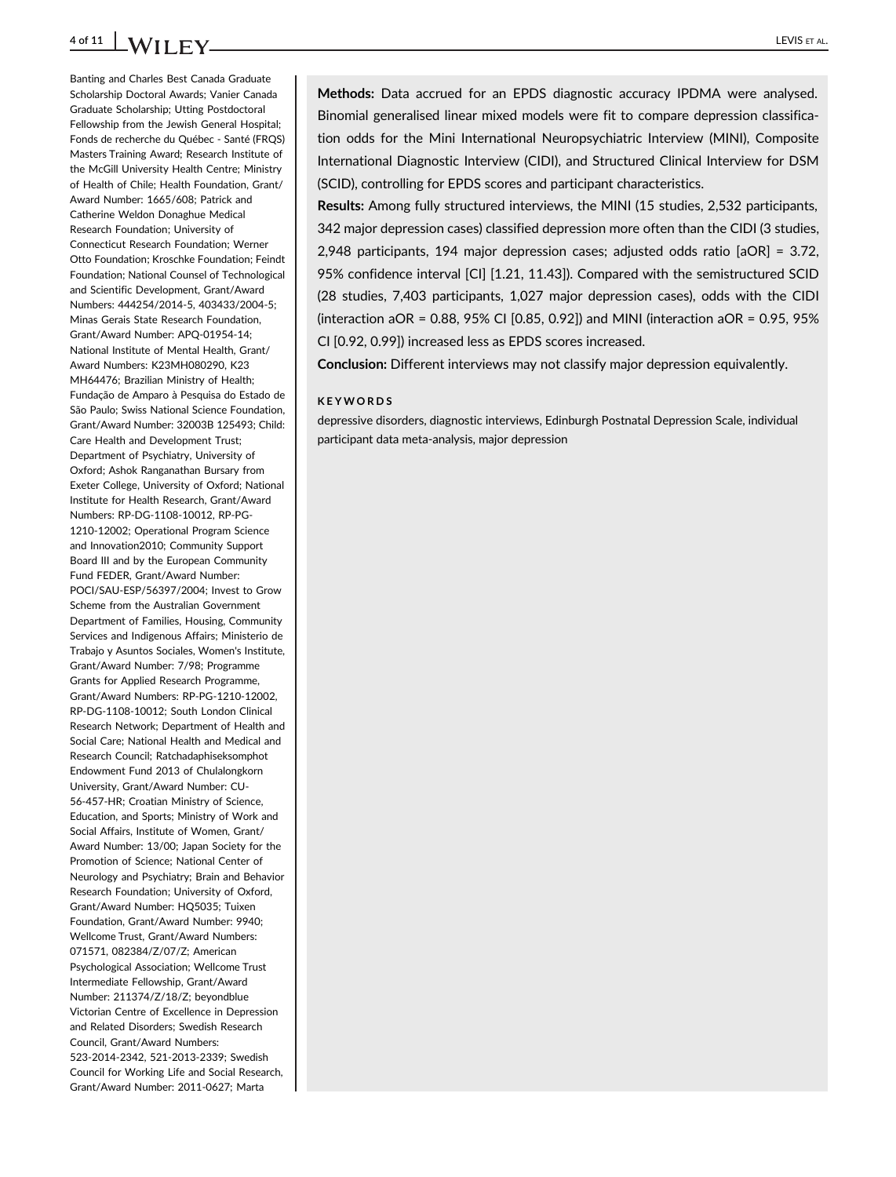Banting and Charles Best Canada Graduate Scholarship Doctoral Awards; Vanier Canada Graduate Scholarship; Utting Postdoctoral Fellowship from the Jewish General Hospital; Fonds de recherche du Québec - Santé (FRQS) Masters Training Award; Research Institute of the McGill University Health Centre; Ministry of Health of Chile; Health Foundation, Grant/Award Number: 1665/608; Patrick and Catherine Weldon Donaghue Medical Research Foundation; University of Connecticut Research Foundation; Werner Otto Foundation; Kroschke Foundation; Feindt Foundation; National Counsel of Technological and Scientific Development, Grant/Award Numbers: 444254/2014-5, 403433/2004-5; Minas Gerais State Research Foundation, Grant/Award Number: APQ-01954-14; National Institute of Mental Health, Grant/Award Numbers: K23MH080290, K23 MH64476; Brazilian Ministry of Health; Fundação de Amparo à Pesquisa do Estado de São Paulo; Swiss National Science Foundation, Grant/Award Number: 32003B 125493; Child: Care Health and Development Trust; Department of Psychiatry, University of Oxford; Ashok Ranganathan Bursary from Exeter College, University of Oxford; National Institute for Health Research, Grant/Award Numbers: RP-DG-1108-10012, RP-PG-1210-12002; Operational Program Science and Innovation2010; Community Support Board III and by the European Community Fund FEDER, Grant/Award Number: POCI/SAU-ESP/56397/2004; Invest to Grow Scheme from the Australian Government Department of Families, Housing, Community Services and Indigenous Affairs; Ministerio de Trabajo y Asuntos Sociales, Women's Institute, Grant/Award Number: 7/98; Programme Grants for Applied Research Programme, Grant/Award Numbers: RP-PG-1210-12002, RP-DG-1108-10012; South London Clinical Research Network; Department of Health and Social Care; National Health and Medical and Research Council; Ratchadaphiseksomphot Endowment Fund 2013 of Chulalongkorn University, Grant/Award Number: CU-56-457-HR; Croatian Ministry of Science, Education, and Sports; Ministry of Work and Social Affairs, Institute of Women, Grant/Award Number: 13/00; Japan Society for the Promotion of Science; National Center of Neurology and Psychiatry; Brain and Behavior Research Foundation; University of Oxford, Grant/Award Number: HQ5035; Tuixen Foundation, Grant/Award Number: 9940; Wellcome Trust, Grant/Award Numbers: 071571, 082384/Z/07/Z; American Psychological Association; Wellcome Trust Intermediate Fellowship, Grant/Award Number: 211374/Z/18/Z; beyondblue Victorian Centre of Excellence in Depression and Related Disorders; Swedish Research Council, Grant/Award Numbers: 523-2014-2342, 521-2013-2339; Swedish Council for Working Life and Social Research, Grant/Award Number: 2011-0627; Marta

**Methods:** Data accrued for an EPDS diagnostic accuracy IPDMA were analysed. Binomial generalised linear mixed models were fit to compare depression classification odds for the Mini International Neuropsychiatric Interview (MINI), Composite International Diagnostic Interview (CIDI), and Structured Clinical Interview for DSM (SCID), controlling for EPDS scores and participant characteristics.

**Results:** Among fully structured interviews, the MINI (15 studies, 2,532 participants, 342 major depression cases) classified depression more often than the CIDI (3 studies, 2,948 participants, 194 major depression cases; adjusted odds ratio [aOR] = 3.72, 95% confidence interval [CI] [1.21, 11.43]). Compared with the semistructured SCID (28 studies, 7,403 participants, 1,027 major depression cases), odds with the CIDI (interaction aOR = 0.88, 95% CI [0.85, 0.92]) and MINI (interaction aOR = 0.95, 95% CI [0.92, 0.99]) increased less as EPDS scores increased.

**Conclusion:** Different interviews may not classify major depression equivalently.

**KEYWORDS**

depressive disorders, diagnostic interviews, Edinburgh Postnatal Depression Scale, individual participant data meta-analysis, major depression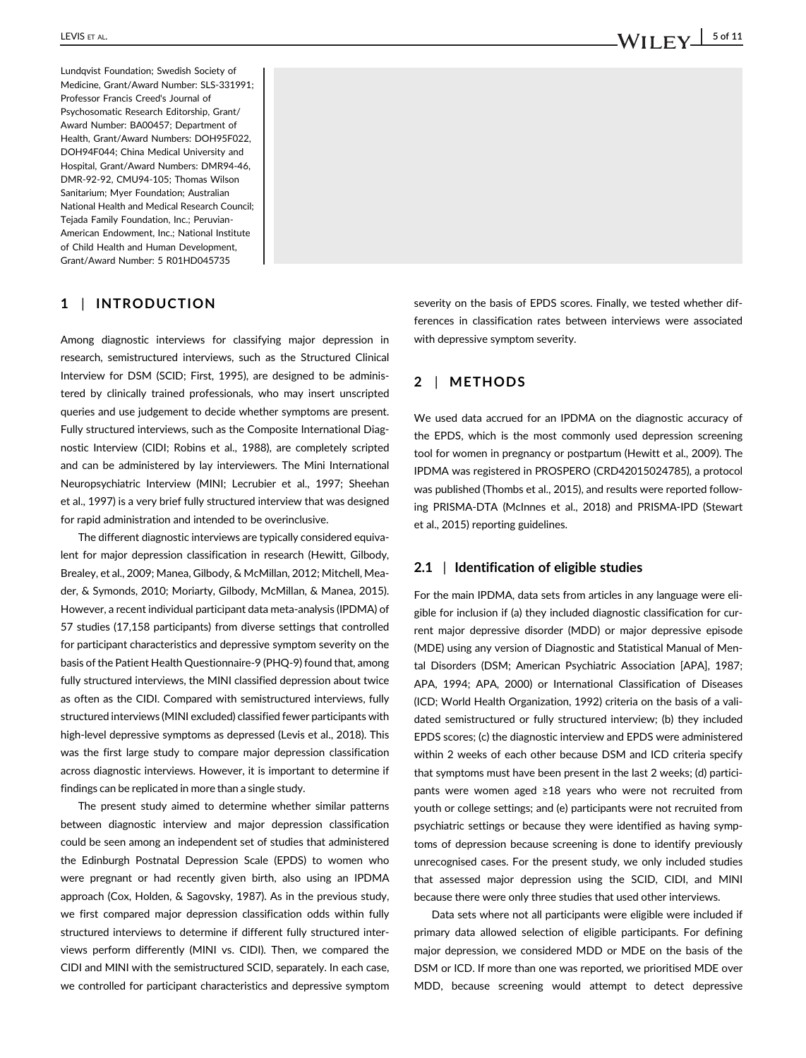Lundqvist Foundation; Swedish Society of Medicine, Grant/Award Number: SLS-331991; Professor Francis Creed's Journal of Psychosomatic Research Editorship, Grant/Award Number: BA00457; Department of Health, Grant/Award Numbers: DOH95F022, DOH94F044; China Medical University and Hospital, Grant/Award Numbers: DMR94-46, DMR-92-92, CMU94-105; Thomas Wilson Sanitarium; Myer Foundation; Australian National Health and Medical Research Council; Tejada Family Foundation, Inc.; Peruvian-American Endowment, Inc.; National Institute of Child Health and Human Development, Grant/Award Number: 5 R01HD045735

## 1 | INTRODUCTION

Among diagnostic interviews for classifying major depression in research, semistructured interviews, such as the Structured Clinical Interview for DSM (SCID; First, 1995), are designed to be administered by clinically trained professionals, who may insert unscripted queries and use judgement to decide whether symptoms are present. Fully structured interviews, such as the Composite International Diagnostic Interview (CIDI; Robins et al., 1988), are completely scripted and can be administered by lay interviewers. The Mini International Neuropsychiatric Interview (MINI; Lecrubier et al., 1997; Sheehan et al., 1997) is a very brief fully structured interview that was designed for rapid administration and intended to be overinclusive.

The different diagnostic interviews are typically considered equivalent for major depression classification in research (Hewitt, Gilbody, Brealey, et al., 2009; Manea, Gilbody, & McMillan, 2012; Mitchell, Meader, & Symonds, 2010; Moriarty, Gilbody, McMillan, & Manea, 2015). However, a recent individual participant data meta-analysis (IPDMA) of 57 studies (17,158 participants) from diverse settings that controlled for participant characteristics and depressive symptom severity on the basis of the Patient Health Questionnaire-9 (PHQ-9) found that, among fully structured interviews, the MINI classified depression about twice as often as the CIDI. Compared with semistructured interviews, fully structured interviews (MINI excluded) classified fewer participants with high-level depressive symptoms as depressed (Levis et al., 2018). This was the first large study to compare major depression classification across diagnostic interviews. However, it is important to determine if findings can be replicated in more than a single study.

The present study aimed to determine whether similar patterns between diagnostic interview and major depression classification could be seen among an independent set of studies that administered the Edinburgh Postnatal Depression Scale (EPDS) to women who were pregnant or had recently given birth, also using an IPDMA approach (Cox, Holden, & Sagovsky, 1987). As in the previous study, we first compared major depression classification odds within fully structured interviews to determine if different fully structured interviews perform differently (MINI vs. CIDI). Then, we compared the CIDI and MINI with the semistructured SCID, separately. In each case, we controlled for participant characteristics and depressive symptom severity on the basis of EPDS scores. Finally, we tested whether differences in classification rates between interviews were associated with depressive symptom severity.

## 2 | METHODS

We used data accrued for an IPDMA on the diagnostic accuracy of the EPDS, which is the most commonly used depression screening tool for women in pregnancy or postpartum (Hewitt et al., 2009). The IPDMA was registered in PROSPERO (CRD42015024785), a protocol was published (Thombs et al., 2015), and results were reported following PRISMA-DTA (McInnes et al., 2018) and PRISMA-IPD (Stewart et al., 2015) reporting guidelines.

### 2.1 | Identification of eligible studies

For the main IPDMA, data sets from articles in any language were eligible for inclusion if (a) they included diagnostic classification for current major depressive disorder (MDD) or major depressive episode (MDE) using any version of Diagnostic and Statistical Manual of Mental Disorders (DSM; American Psychiatric Association [APA], 1987; APA, 1994; APA, 2000) or International Classification of Diseases (ICD; World Health Organization, 1992) criteria on the basis of a validated semistructured or fully structured interview; (b) they included EPDS scores; (c) the diagnostic interview and EPDS were administered within 2 weeks of each other because DSM and ICD criteria specify that symptoms must have been present in the last 2 weeks; (d) participants were women aged ≥18 years who were not recruited from youth or college settings; and (e) participants were not recruited from psychiatric settings or because they were identified as having symptoms of depression because screening is done to identify previously unrecognised cases. For the present study, we only included studies that assessed major depression using the SCID, CIDI, and MINI because there were only three studies that used other interviews.

Data sets where not all participants were eligible were included if primary data allowed selection of eligible participants. For defining major depression, we considered MDD or MDE on the basis of the DSM or ICD. If more than one was reported, we prioritised MDE over MDD, because screening would attempt to detect depressive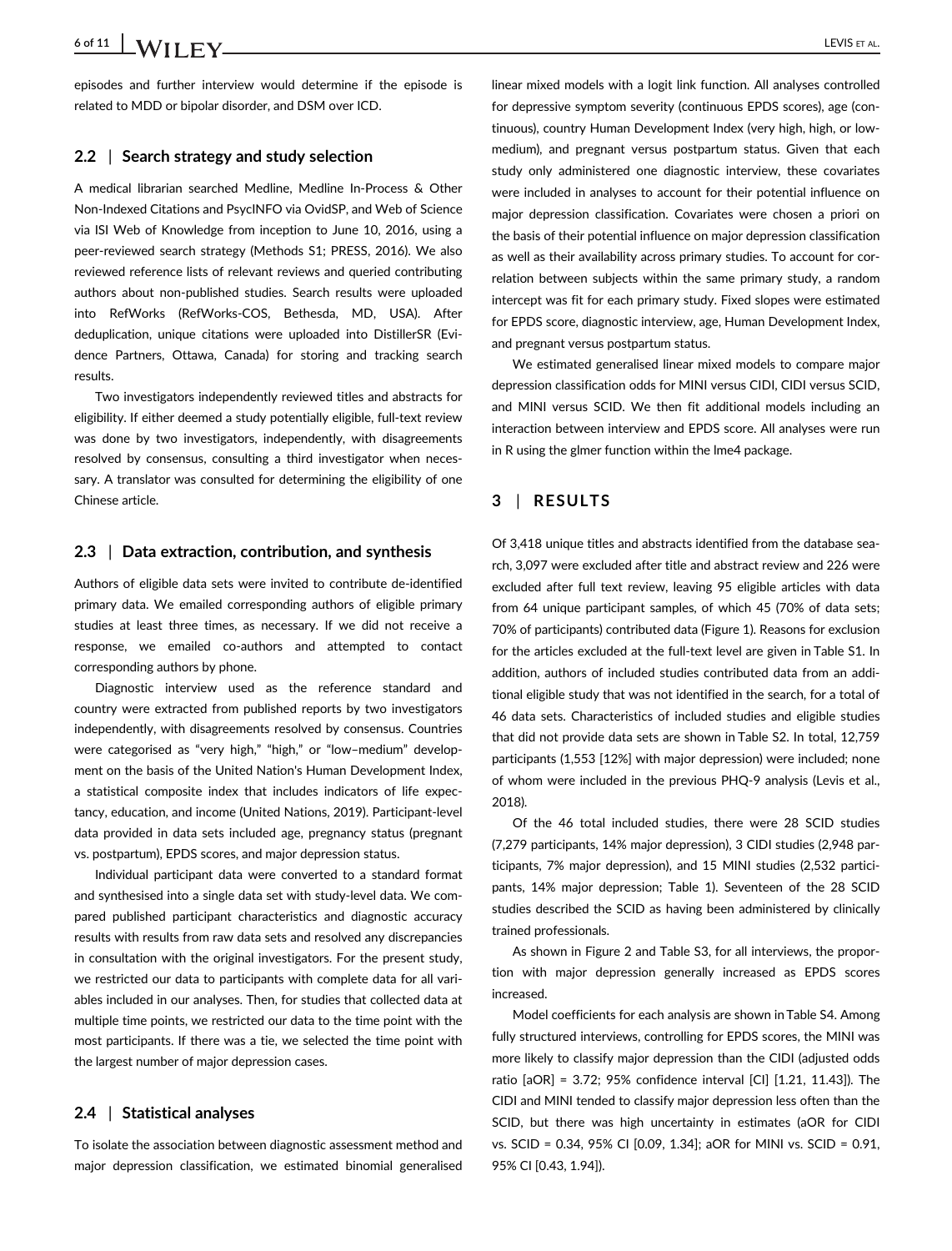episodes and further interview would determine if the episode is related to MDD or bipolar disorder, and DSM over ICD.

### 2.2 | Search strategy and study selection

A medical librarian searched Medline, Medline In-Process & Other Non-Indexed Citations and PsycINFO via OvidSP, and Web of Science via ISI Web of Knowledge from inception to June 10, 2016, using a peer-reviewed search strategy (Methods S1; PRESS, 2016). We also reviewed reference lists of relevant reviews and queried contributing authors about non-published studies. Search results were uploaded into RefWorks (RefWorks-COS, Bethesda, MD, USA). After deduplication, unique citations were uploaded into DistillerSR (Evidence Partners, Ottawa, Canada) for storing and tracking search results.

Two investigators independently reviewed titles and abstracts for eligibility. If either deemed a study potentially eligible, full-text review was done by two investigators, independently, with disagreements resolved by consensus, consulting a third investigator when necessary. A translator was consulted for determining the eligibility of one Chinese article.

### 2.3 | Data extraction, contribution, and synthesis

Authors of eligible data sets were invited to contribute de-identified primary data. We emailed corresponding authors of eligible primary studies at least three times, as necessary. If we did not receive a response, we emailed co-authors and attempted to contact corresponding authors by phone.

Diagnostic interview used as the reference standard and country were extracted from published reports by two investigators independently, with disagreements resolved by consensus. Countries were categorised as "very high," "high," or "low–medium" development on the basis of the United Nation's Human Development Index, a statistical composite index that includes indicators of life expectancy, education, and income (United Nations, 2019). Participant-level data provided in data sets included age, pregnancy status (pregnant vs. postpartum), EPDS scores, and major depression status.

Individual participant data were converted to a standard format and synthesised into a single data set with study-level data. We compared published participant characteristics and diagnostic accuracy results with results from raw data sets and resolved any discrepancies in consultation with the original investigators. For the present study, we restricted our data to participants with complete data for all variables included in our analyses. Then, for studies that collected data at multiple time points, we restricted our data to the time point with the most participants. If there was a tie, we selected the time point with the largest number of major depression cases.

### 2.4 | Statistical analyses

To isolate the association between diagnostic assessment method and major depression classification, we estimated binomial generalised linear mixed models with a logit link function. All analyses controlled for depressive symptom severity (continuous EPDS scores), age (continuous), country Human Development Index (very high, high, or low-medium), and pregnant versus postpartum status. Given that each study only administered one diagnostic interview, these covariates were included in analyses to account for their potential influence on major depression classification. Covariates were chosen a priori on the basis of their potential influence on major depression classification as well as their availability across primary studies. To account for correlation between subjects within the same primary study, a random intercept was fit for each primary study. Fixed slopes were estimated for EPDS score, diagnostic interview, age, Human Development Index, and pregnant versus postpartum status.

We estimated generalised linear mixed models to compare major depression classification odds for MINI versus CIDI, CIDI versus SCID, and MINI versus SCID. We then fit additional models including an interaction between interview and EPDS score. All analyses were run in R using the glmer function within the lme4 package.

## 3 | RESULTS

Of 3,418 unique titles and abstracts identified from the database search, 3,097 were excluded after title and abstract review and 226 were excluded after full text review, leaving 95 eligible articles with data from 64 unique participant samples, of which 45 (70% of data sets; 70% of participants) contributed data (Figure 1). Reasons for exclusion for the articles excluded at the full-text level are given in Table S1. In addition, authors of included studies contributed data from an additional eligible study that was not identified in the search, for a total of 46 data sets. Characteristics of included studies and eligible studies that did not provide data sets are shown in Table S2. In total, 12,759 participants (1,553 [12%] with major depression) were included; none of whom were included in the previous PHQ-9 analysis (Levis et al., 2018).

Of the 46 total included studies, there were 28 SCID studies (7,279 participants, 14% major depression), 3 CIDI studies (2,948 participants, 7% major depression), and 15 MINI studies (2,532 participants, 14% major depression; Table 1). Seventeen of the 28 SCID studies described the SCID as having been administered by clinically trained professionals.

As shown in Figure 2 and Table S3, for all interviews, the proportion with major depression generally increased as EPDS scores increased.

Model coefficients for each analysis are shown in Table S4. Among fully structured interviews, controlling for EPDS scores, the MINI was more likely to classify major depression than the CIDI (adjusted odds ratio [aOR] = 3.72; 95% confidence interval [CI] [1.21, 11.43]). The CIDI and MINI tended to classify major depression less often than the SCID, but there was high uncertainty in estimates (aOR for CIDI vs. SCID = 0.34, 95% CI [0.09, 1.34]; aOR for MINI vs. SCID = 0.91, 95% CI [0.43, 1.94]).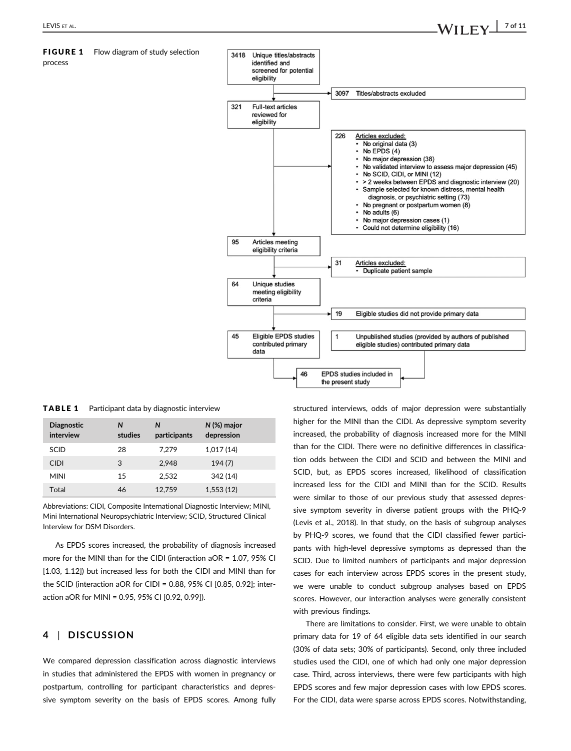**FIGURE 1** Flow diagram of study selection process

3418 Unique titles/abstracts identified and screened for potential eligibility

3097 Titles/abstracts excluded

321 Full-text articles reviewed for eligibility

226 Articles excluded:
- No original data (3)
- No EPDS (4)
- No major depression (38)
- No validated interview to assess major depression (45)
- No SCID, CIDI, or MINI (12)
- > 2 weeks between EPDS and diagnostic interview (20)
- Sample selected for known distress, mental health diagnosis, or psychiatric setting (73)
- No pregnant or postpartum women (8)
- No adults (6)
- No major depression cases (1)
- Could not determine eligibility (16)

95 Articles meeting eligibility criteria

31 Articles excluded:
- Duplicate patient sample

64 Unique studies meeting eligibility criteria

19 Eligible studies did not provide primary data

45 Eligible EPDS studies contributed primary data

1 Unpublished studies (provided by authors of published eligible studies) contributed primary data

46 EPDS studies included in the present study

**TABLE 1** Participant data by diagnostic interview

| Diagnostic interview | N studies | N participants | N (%) major depression |
|---|---|---|---|
| SCID | 28 | 7,279 | 1,017 (14) |
| CIDI | 3 | 2,948 | 194 (7) |
| MINI | 15 | 2,532 | 342 (14) |
| Total | 46 | 12,759 | 1,553 (12) |

Abbreviations: CIDI, Composite International Diagnostic Interview; MINI, Mini International Neuropsychiatric Interview; SCID, Structured Clinical Interview for DSM Disorders.

As EPDS scores increased, the probability of diagnosis increased more for the MINI than for the CIDI (interaction aOR = 1.07, 95% CI [1.03, 1.12]) but increased less for both the CIDI and MINI than for the SCID (interaction aOR for CIDI = 0.88, 95% CI [0.85, 0.92]; interaction aOR for MINI = 0.95, 95% CI [0.92, 0.99]).

## 4 | DISCUSSION

We compared depression classification across diagnostic interviews in studies that administered the EPDS with women in pregnancy or postpartum, controlling for participant characteristics and depressive symptom severity on the basis of EPDS scores. Among fully structured interviews, odds of major depression were substantially higher for the MINI than the CIDI. As depressive symptom severity increased, the probability of diagnosis increased more for the MINI than for the CIDI. There were no definitive differences in classification odds between the CIDI and SCID and between the MINI and SCID, but, as EPDS scores increased, likelihood of classification increased less for the CIDI and MINI than for the SCID. Results were similar to those of our previous study that assessed depressive symptom severity in diverse patient groups with the PHQ-9 (Levis et al., 2018). In that study, on the basis of subgroup analyses by PHQ-9 scores, we found that the CIDI classified fewer participants with high-level depressive symptoms as depressed than the SCID. Due to limited numbers of participants and major depression cases for each interview across EPDS scores in the present study, we were unable to conduct subgroup analyses based on EPDS scores. However, our interaction analyses were generally consistent with previous findings.

There are limitations to consider. First, we were unable to obtain primary data for 19 of 64 eligible data sets identified in our search (30% of data sets; 30% of participants). Second, only three included studies used the CIDI, one of which had only one major depression case. Third, across interviews, there were few participants with high EPDS scores and few major depression cases with low EPDS scores. For the CIDI, data were sparse across EPDS scores. Notwithstanding,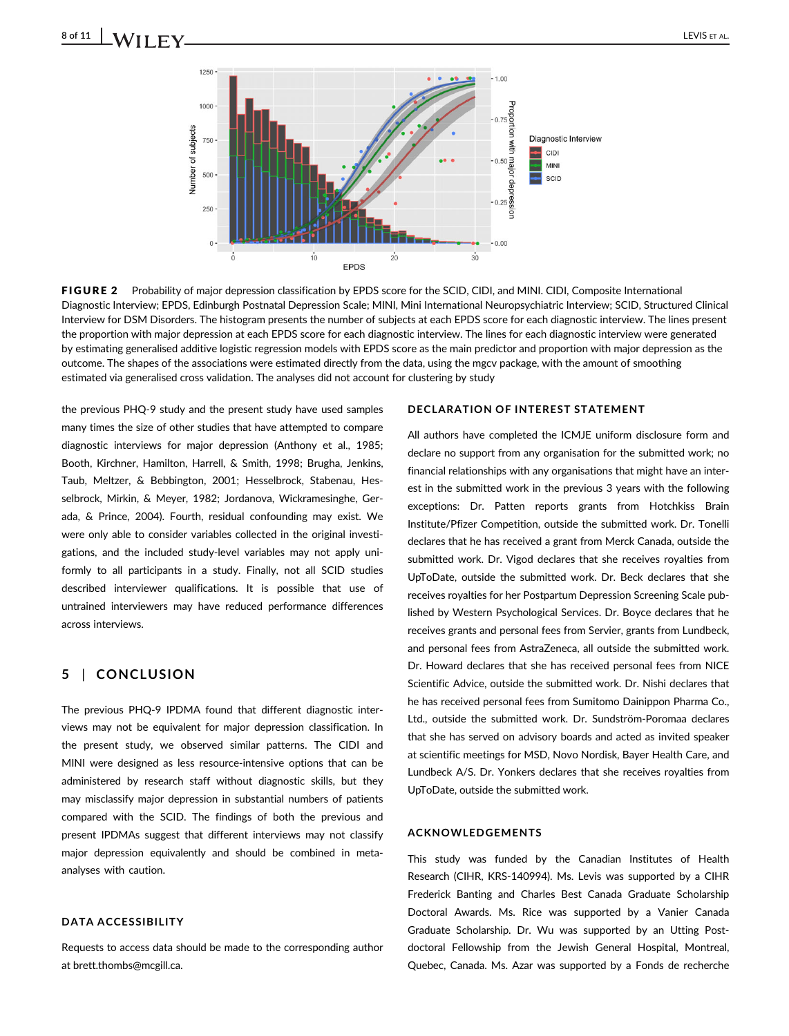**FIGURE 2** Probability of major depression classification by EPDS score for the SCID, CIDI, and MINI. CIDI, Composite International Diagnostic Interview; EPDS, Edinburgh Postnatal Depression Scale; MINI, Mini International Neuropsychiatric Interview; SCID, Structured Clinical Interview for DSM Disorders. The histogram presents the number of subjects at each EPDS score for each diagnostic interview. The lines present the proportion with major depression at each EPDS score for each diagnostic interview. The lines for each diagnostic interview were generated by estimating generalised additive logistic regression models with EPDS score as the main predictor and proportion with major depression as the outcome. The shapes of the associations were estimated directly from the data, using the mgcv package, with the amount of smoothing estimated via generalised cross validation. The analyses did not account for clustering by study

the previous PHQ-9 study and the present study have used samples many times the size of other studies that have attempted to compare diagnostic interviews for major depression (Anthony et al., 1985; Booth, Kirchner, Hamilton, Harrell, & Smith, 1998; Brugha, Jenkins, Taub, Meltzer, & Bebbington, 2001; Hesselbrock, Stabenau, Hesselbrock, Mirkin, & Meyer, 1982; Jordanova, Wickramesinghe, Gerada, & Prince, 2004). Fourth, residual confounding may exist. We were only able to consider variables collected in the original investigations, and the included study-level variables may not apply uniformly to all participants in a study. Finally, not all SCID studies described interviewer qualifications. It is possible that use of untrained interviewers may have reduced performance differences across interviews.

## 5 | CONCLUSION

The previous PHQ-9 IPDMA found that different diagnostic interviews may not be equivalent for major depression classification. In the present study, we observed similar patterns. The CIDI and MINI were designed as less resource-intensive options that can be administered by research staff without diagnostic skills, but they may misclassify major depression in substantial numbers of patients compared with the SCID. The findings of both the previous and present IPDMAs suggest that different interviews may not classify major depression equivalently and should be combined in meta-analyses with caution.

### DATA ACCESSIBILITY

Requests to access data should be made to the corresponding author at brett.thombs@mcgill.ca.

### DECLARATION OF INTEREST STATEMENT

All authors have completed the ICMJE uniform disclosure form and declare no support from any organisation for the submitted work; no financial relationships with any organisations that might have an interest in the submitted work in the previous 3 years with the following exceptions: Dr. Patten reports grants from Hotchkiss Brain Institute/Pfizer Competition, outside the submitted work. Dr. Tonelli declares that he has received a grant from Merck Canada, outside the submitted work. Dr. Vigod declares that she receives royalties from UpToDate, outside the submitted work. Dr. Beck declares that she receives royalties for her Postpartum Depression Screening Scale published by Western Psychological Services. Dr. Boyce declares that he receives grants and personal fees from Servier, grants from Lundbeck, and personal fees from AstraZeneca, all outside the submitted work. Dr. Howard declares that she has received personal fees from NICE Scientific Advice, outside the submitted work. Dr. Nishi declares that he has received personal fees from Sumitomo Dainippon Pharma Co., Ltd., outside the submitted work. Dr. Sundström-Poromaa declares that she has served on advisory boards and acted as invited speaker at scientific meetings for MSD, Novo Nordisk, Bayer Health Care, and Lundbeck A/S. Dr. Yonkers declares that she receives royalties from UpToDate, outside the submitted work.

### ACKNOWLEDGEMENTS

This study was funded by the Canadian Institutes of Health Research (CIHR, KRS-140994). Ms. Levis was supported by a CIHR Frederick Banting and Charles Best Canada Graduate Scholarship Doctoral Awards. Ms. Rice was supported by a Vanier Canada Graduate Scholarship. Dr. Wu was supported by an Utting Postdoctoral Fellowship from the Jewish General Hospital, Montreal, Quebec, Canada. Ms. Azar was supported by a Fonds de recherche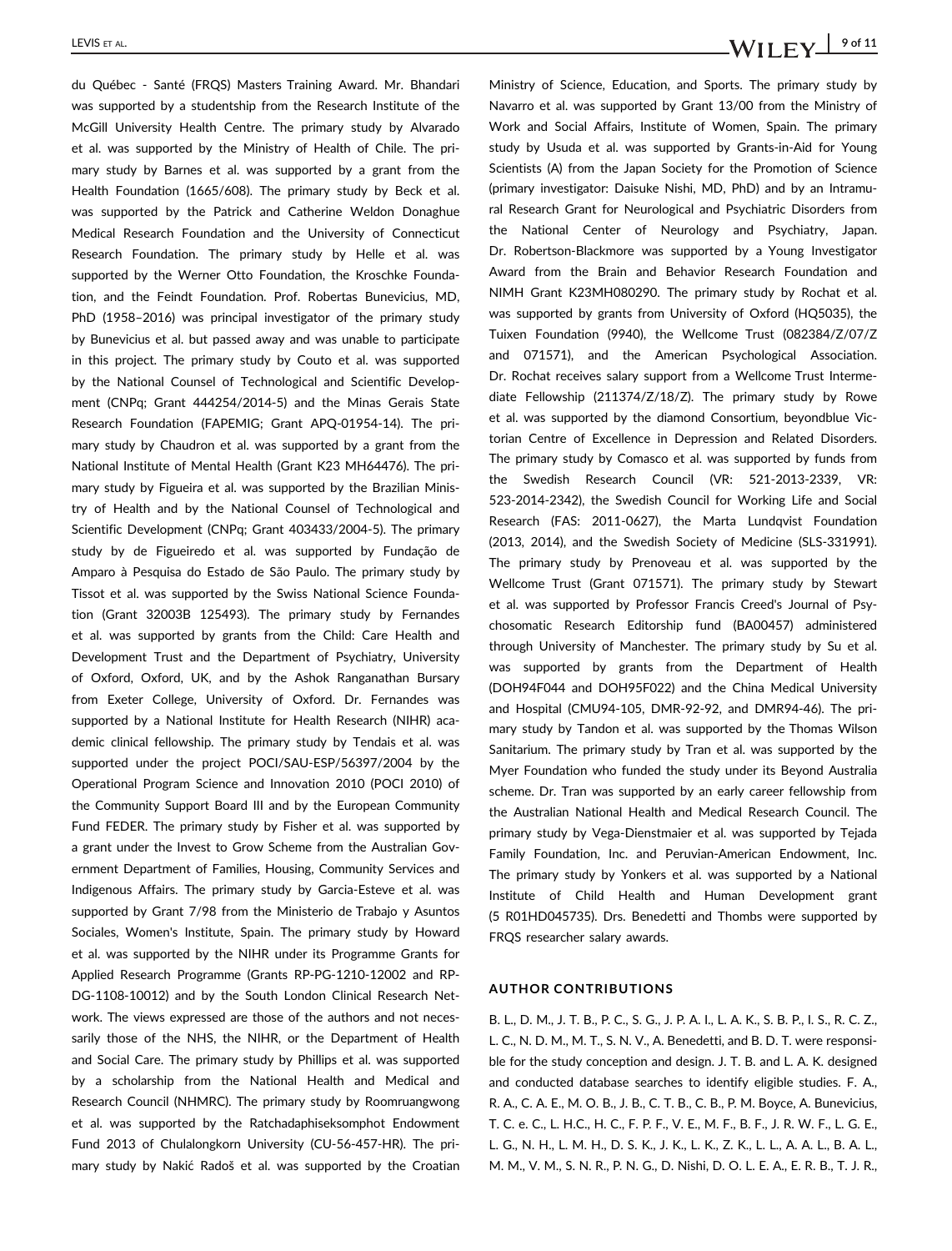du Québec - Santé (FRQS) Masters Training Award. Mr. Bhandari was supported by a studentship from the Research Institute of the McGill University Health Centre. The primary study by Alvarado et al. was supported by the Ministry of Health of Chile. The primary study by Barnes et al. was supported by a grant from the Health Foundation (1665/608). The primary study by Beck et al. was supported by the Patrick and Catherine Weldon Donaghue Medical Research Foundation and the University of Connecticut Research Foundation. The primary study by Helle et al. was supported by the Werner Otto Foundation, the Kroschke Foundation, and the Feindt Foundation. Prof. Robertas Bunevicius, MD, PhD (1958–2016) was principal investigator of the primary study by Bunevicius et al. but passed away and was unable to participate in this project. The primary study by Couto et al. was supported by the National Counsel of Technological and Scientific Development (CNPq; Grant 444254/2014-5) and the Minas Gerais State Research Foundation (FAPEMIG; Grant APQ-01954-14). The primary study by Chaudron et al. was supported by a grant from the National Institute of Mental Health (Grant K23 MH64476). The primary study by Figueira et al. was supported by the Brazilian Ministry of Health and by the National Counsel of Technological and Scientific Development (CNPq; Grant 403433/2004-5). The primary study by de Figueiredo et al. was supported by Fundação de Amparo à Pesquisa do Estado de São Paulo. The primary study by Tissot et al. was supported by the Swiss National Science Foundation (Grant 32003B 125493). The primary study by Fernandes et al. was supported by grants from the Child: Care Health and Development Trust and the Department of Psychiatry, University of Oxford, Oxford, UK, and by the Ashok Ranganathan Bursary from Exeter College, University of Oxford. Dr. Fernandes was supported by a National Institute for Health Research (NIHR) academic clinical fellowship. The primary study by Tendais et al. was supported under the project POCI/SAU-ESP/56397/2004 by the Operational Program Science and Innovation 2010 (POCI 2010) of the Community Support Board III and by the European Community Fund FEDER. The primary study by Fisher et al. was supported by a grant under the Invest to Grow Scheme from the Australian Government Department of Families, Housing, Community Services and Indigenous Affairs. The primary study by Garcia-Esteve et al. was supported by Grant 7/98 from the Ministerio de Trabajo y Asuntos Sociales, Women's Institute, Spain. The primary study by Howard et al. was supported by the NIHR under its Programme Grants for Applied Research Programme (Grants RP-PG-1210-12002 and RP-DG-1108-10012) and by the South London Clinical Research Network. The views expressed are those of the authors and not necessarily those of the NHS, the NIHR, or the Department of Health and Social Care. The primary study by Phillips et al. was supported by a scholarship from the National Health and Medical and Research Council (NHMRC). The primary study by Roomruangwong et al. was supported by the Ratchadaphiseksomphot Endowment Fund 2013 of Chulalongkorn University (CU-56-457-HR). The primary study by Nakić Radoš et al. was supported by the Croatian Ministry of Science, Education, and Sports. The primary study by Navarro et al. was supported by Grant 13/00 from the Ministry of Work and Social Affairs, Institute of Women, Spain. The primary study by Usuda et al. was supported by Grants-in-Aid for Young Scientists (A) from the Japan Society for the Promotion of Science (primary investigator: Daisuke Nishi, MD, PhD) and by an Intramural Research Grant for Neurological and Psychiatric Disorders from the National Center of Neurology and Psychiatry, Japan. Dr. Robertson-Blackmore was supported by a Young Investigator Award from the Brain and Behavior Research Foundation and NIMH Grant K23MH080290. The primary study by Rochat et al. was supported by grants from University of Oxford (HQ5035), the Tuixen Foundation (9940), the Wellcome Trust (082384/Z/07/Z and 071571), and the American Psychological Association. Dr. Rochat receives salary support from a Wellcome Trust Intermediate Fellowship (211374/Z/18/Z). The primary study by Rowe et al. was supported by the diamond Consortium, beyondblue Victorian Centre of Excellence in Depression and Related Disorders. The primary study by Comasco et al. was supported by funds from the Swedish Research Council (VR: 521-2013-2339, VR: 523-2014-2342), the Swedish Council for Working Life and Social Research (FAS: 2011-0627), the Marta Lundqvist Foundation (2013, 2014), and the Swedish Society of Medicine (SLS-331991). The primary study by Prenoveau et al. was supported by the Wellcome Trust (Grant 071571). The primary study by Stewart et al. was supported by Professor Francis Creed's Journal of Psychosomatic Research Editorship fund (BA00457) administered through University of Manchester. The primary study by Su et al. was supported by grants from the Department of Health (DOH94F044 and DOH95F022) and the China Medical University and Hospital (CMU94-105, DMR-92-92, and DMR94-46). The primary study by Tandon et al. was supported by the Thomas Wilson Sanitarium. The primary study by Tran et al. was supported by the Myer Foundation who funded the study under its Beyond Australia scheme. Dr. Tran was supported by an early career fellowship from the Australian National Health and Medical Research Council. The primary study by Vega-Dienstmaier et al. was supported by Tejada Family Foundation, Inc. and Peruvian-American Endowment, Inc. The primary study by Yonkers et al. was supported by a National Institute of Child Health and Human Development grant (5 R01HD045735). Drs. Benedetti and Thombs were supported by FRQS researcher salary awards.

## AUTHOR CONTRIBUTIONS

B. L., D. M., J. T. B., P. C., S. G., J. P. A. I., L. A. K., S. B. P., I. S., R. C. Z., L. C., N. D. M., M. T., S. N. V., A. Benedetti, and B. D. T. were responsible for the study conception and design. J. T. B. and L. A. K. designed and conducted database searches to identify eligible studies. F. A., R. A., C. A. E., M. O. B., J. B., C. T. B., C. B., P. M. Boyce, A. Bunevicius, T. C. e. C., L. H.C., H. C., F. P. F., V. E., M. F., B. F., J. R. W. F., L. G. E., L. G., N. H., L. M. H., D. S. K., J. K., L. K., Z. K., L. L., A. A. L., B. A. L., M. M., V. M., S. N. R., P. N. G., D. Nishi, D. O. L. E. A., E. R. B., T. J. R.,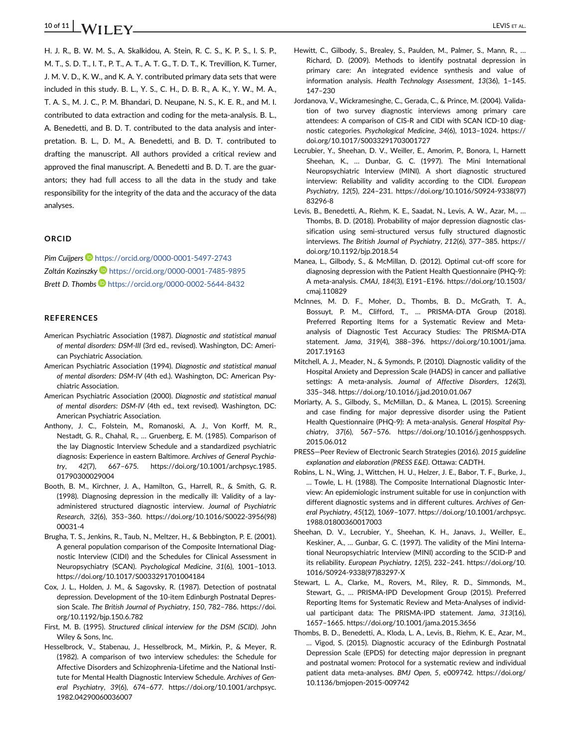H. J. R., B. W. M. S., A. Skalkidou, A. Stein, R. C. S., K. P. S., I. S. P., M. T., S. D. T., I. T., P. T., A. T., A. T. G., T. D. T., K. Trevillion, K. Turner, J. M. V. D., K. W., and K. A. Y. contributed primary data sets that were included in this study. B. L., Y. S., C. H., D. B. R., A. K., Y. W., M. A., T. A. S., M. J. C., P. M. Bhandari, D. Neupane, N. S., K. E. R., and M. I. contributed to data extraction and coding for the meta-analysis. B. L., A. Benedetti, and B. D. T. contributed to the data analysis and interpretation. B. L., D. M., A. Benedetti, and B. D. T. contributed to drafting the manuscript. All authors provided a critical review and approved the final manuscript. A. Benedetti and B. D. T. are the guarantors; they had full access to all the data in the study and take responsibility for the integrity of the data and the accuracy of the data analyses.

## ORCID

*Pim Cuijpers* https://orcid.org/0000-0001-5497-2743
*Zoltán Kozinszky* https://orcid.org/0000-0001-7485-9895
*Brett D. Thombs* https://orcid.org/0000-0002-5644-8432

## REFERENCES

American Psychiatric Association (1987). *Diagnostic and statistical manual of mental disorders: DSM-III* (3rd ed., revised). Washington, DC: American Psychiatric Association.

American Psychiatric Association (1994). *Diagnostic and statistical manual of mental disorders: DSM-IV* (4th ed.). Washington, DC: American Psychiatric Association.

American Psychiatric Association (2000). *Diagnostic and statistical manual of mental disorders: DSM-IV* (4th ed., text revised). Washington, DC: American Psychiatric Association.

Anthony, J. C., Folstein, M., Romanoski, A. J., Von Korff, M. R., Nestadt, G. R., Chahal, R., … Gruenberg, E. M. (1985). Comparison of the lay Diagnostic Interview Schedule and a standardized psychiatric diagnosis: Experience in eastern Baltimore. *Archives of General Psychiatry*, *42*(7), 667–675. https://doi.org/10.1001/archpsyc.1985.01790300029004

Booth, B. M., Kirchner, J. A., Hamilton, G., Harrell, R., & Smith, G. R. (1998). Diagnosing depression in the medically ill: Validity of a lay-administered structured diagnostic interview. *Journal of Psychiatric Research*, *32*(6), 353–360. https://doi.org/10.1016/S0022-3956(98)00031-4

Brugha, T. S., Jenkins, R., Taub, N., Meltzer, H., & Bebbington, P. E. (2001). A general population comparison of the Composite International Diagnostic Interview (CIDI) and the Schedules for Clinical Assessment in Neuropsychiatry (SCAN). *Psychological Medicine*, *31*(6), 1001–1013. https://doi.org/10.1017/S0033291701004184

Cox, J. L., Holden, J. M., & Sagovsky, R. (1987). Detection of postnatal depression. Development of the 10-item Edinburgh Postnatal Depression Scale. *The British Journal of Psychiatry*, *150*, 782–786. https://doi.org/10.1192/bjp.150.6.782

First, M. B. (1995). *Structured clinical interview for the DSM (SCID)*. John Wiley & Sons, Inc.

Hesselbrock, V., Stabenau, J., Hesselbrock, M., Mirkin, P., & Meyer, R. (1982). A comparison of two interview schedules: the Schedule for Affective Disorders and Schizophrenia-Lifetime and the National Institute for Mental Health Diagnostic Interview Schedule. *Archives of General Psychiatry*, *39*(6), 674–677. https://doi.org/10.1001/archpsyc.1982.04290060036007

Hewitt, C., Gilbody, S., Brealey, S., Paulden, M., Palmer, S., Mann, R., … Richard, D. (2009). Methods to identify postnatal depression in primary care: An integrated evidence synthesis and value of information analysis. *Health Technology Assessment*, *13*(36), 1–145. 147–230

Jordanova, V., Wickramesinghe, C., Gerada, C., & Prince, M. (2004). Validation of two survey diagnostic interviews among primary care attendees: A comparison of CIS-R and CIDI with SCAN ICD-10 diagnostic categories. *Psychological Medicine*, *34*(6), 1013–1024. https://doi.org/10.1017/S0033291703001727

Lecrubier, Y., Sheehan, D. V., Weiller, E., Amorim, P., Bonora, I., Harnett Sheehan, K., … Dunbar, G. C. (1997). The Mini International Neuropsychiatric Interview (MINI). A short diagnostic structured interview: Reliability and validity according to the CIDI. *European Psychiatry*, *12*(5), 224–231. https://doi.org/10.1016/S0924-9338(97)83296-8

Levis, B., Benedetti, A., Riehm, K. E., Saadat, N., Levis, A. W., Azar, M., … Thombs, B. D. (2018). Probability of major depression diagnostic classification using semi-structured versus fully structured diagnostic interviews. *The British Journal of Psychiatry*, *212*(6), 377–385. https://doi.org/10.1192/bjp.2018.54

Manea, L., Gilbody, S., & McMillan, D. (2012). Optimal cut-off score for diagnosing depression with the Patient Health Questionnaire (PHQ-9): A meta-analysis. *CMAJ*, *184*(3), E191–E196. https://doi.org/10.1503/cmaj.110829

McInnes, M. D. F., Moher, D., Thombs, B. D., McGrath, T. A., Bossuyt, P. M., Clifford, T., … PRISMA-DTA Group (2018). Preferred Reporting Items for a Systematic Review and Meta-analysis of Diagnostic Test Accuracy Studies: The PRISMA-DTA statement. *Jama*, *319*(4), 388–396. https://doi.org/10.1001/jama.2017.19163

Mitchell, A. J., Meader, N., & Symonds, P. (2010). Diagnostic validity of the Hospital Anxiety and Depression Scale (HADS) in cancer and palliative settings: A meta-analysis. *Journal of Affective Disorders*, *126*(3), 335–348. https://doi.org/10.1016/j.jad.2010.01.067

Moriarty, A. S., Gilbody, S., McMillan, D., & Manea, L. (2015). Screening and case finding for major depressive disorder using the Patient Health Questionnaire (PHQ-9): A meta-analysis. *General Hospital Psychiatry*, *37*(6), 567–576. https://doi.org/10.1016/j.genhosppsych.2015.06.012

PRESS—Peer Review of Electronic Search Strategies (2016). *2015 guideline explanation and elaboration (PRESS E&E)*. Ottawa: CADTH.

Robins, L. N., Wing, J., Wittchen, H. U., Helzer, J. E., Babor, T. F., Burke, J., … Towle, L. H. (1988). The Composite International Diagnostic Interview: An epidemiologic instrument suitable for use in conjunction with different diagnostic systems and in different cultures. *Archives of General Psychiatry*, *45*(12), 1069–1077. https://doi.org/10.1001/archpsyc.1988.01800360017003

Sheehan, D. V., Lecrubier, Y., Sheehan, K. H., Janavs, J., Weiller, E., Keskiner, A., … Gunbar, G. C. (1997). The validity of the Mini International Neuropsychiatric Interview (MINI) according to the SCID-P and its reliability. *European Psychiatry*, *12*(5), 232–241. https://doi.org/10.1016/S0924-9338(97)83297-X

Stewart, L. A., Clarke, M., Rovers, M., Riley, R. D., Simmonds, M., Stewart, G., … PRISMA-IPD Development Group (2015). Preferred Reporting Items for Systematic Review and Meta-Analyses of individual participant data: The PRISMA-IPD statement. *Jama*, *313*(16), 1657–1665. https://doi.org/10.1001/jama.2015.3656

Thombs, B. D., Benedetti, A., Kloda, L. A., Levis, B., Riehm, K. E., Azar, M., … Vigod, S. (2015). Diagnostic accuracy of the Edinburgh Postnatal Depression Scale (EPDS) for detecting major depression in pregnant and postnatal women: Protocol for a systematic review and individual patient data meta-analyses. *BMJ Open*, *5*, e009742. https://doi.org/10.1136/bmjopen-2015-009742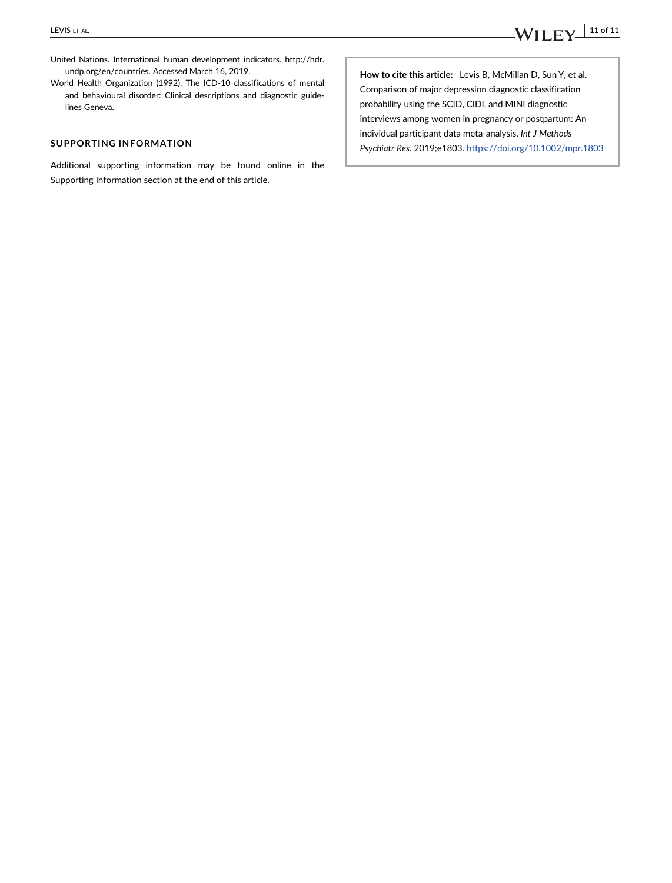United Nations. International human development indicators. http://hdr.undp.org/en/countries. Accessed March 16, 2019.

World Health Organization (1992). The ICD-10 classifications of mental and behavioural disorder: Clinical descriptions and diagnostic guidelines Geneva.

## SUPPORTING INFORMATION

Additional supporting information may be found online in the Supporting Information section at the end of this article.

**How to cite this article:** Levis B, McMillan D, Sun Y, et al. Comparison of major depression diagnostic classification probability using the SCID, CIDI, and MINI diagnostic interviews among women in pregnancy or postpartum: An individual participant data meta-analysis. *Int J Methods Psychiatr Res*. 2019;e1803. https://doi.org/10.1002/mpr.1803